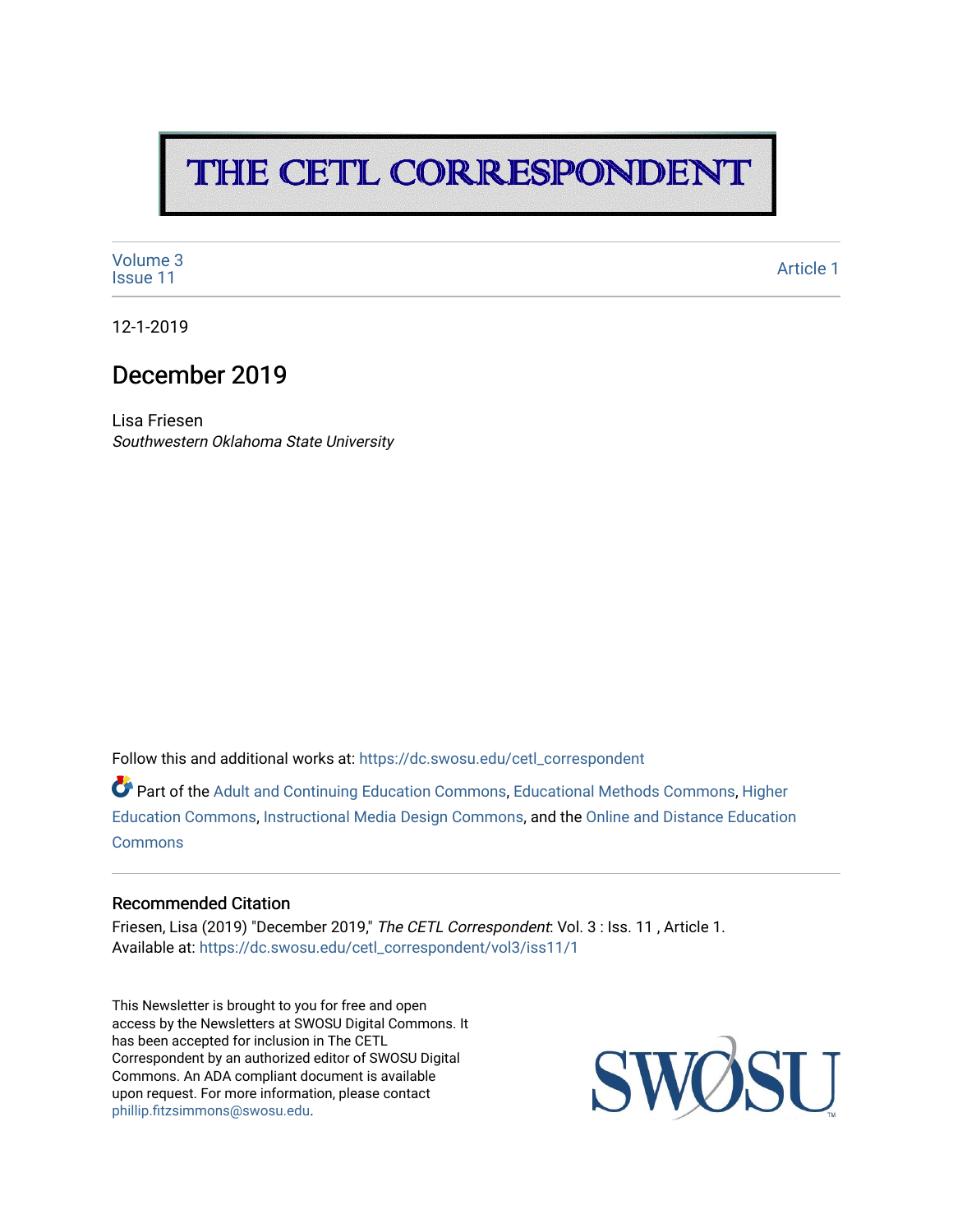# THE CETL CORRESPONDENT

Volume 3
Issue 11

Article 1

12-1-2019

## December 2019

Lisa Friesen
*Southwestern Oklahoma State University*

Follow this and additional works at: https://dc.swosu.edu/cetl_correspondent

Part of the Adult and Continuing Education Commons, Educational Methods Commons, Higher Education Commons, Instructional Media Design Commons, and the Online and Distance Education Commons

### Recommended Citation

Friesen, Lisa (2019) "December 2019," *The CETL Correspondent*: Vol. 3 : Iss. 11 , Article 1.
Available at: https://dc.swosu.edu/cetl_correspondent/vol3/iss11/1

This Newsletter is brought to you for free and open access by the Newsletters at SWOSU Digital Commons. It has been accepted for inclusion in The CETL Correspondent by an authorized editor of SWOSU Digital Commons. An ADA compliant document is available upon request. For more information, please contact phillip.fitzsimmons@swosu.edu.

SWOSU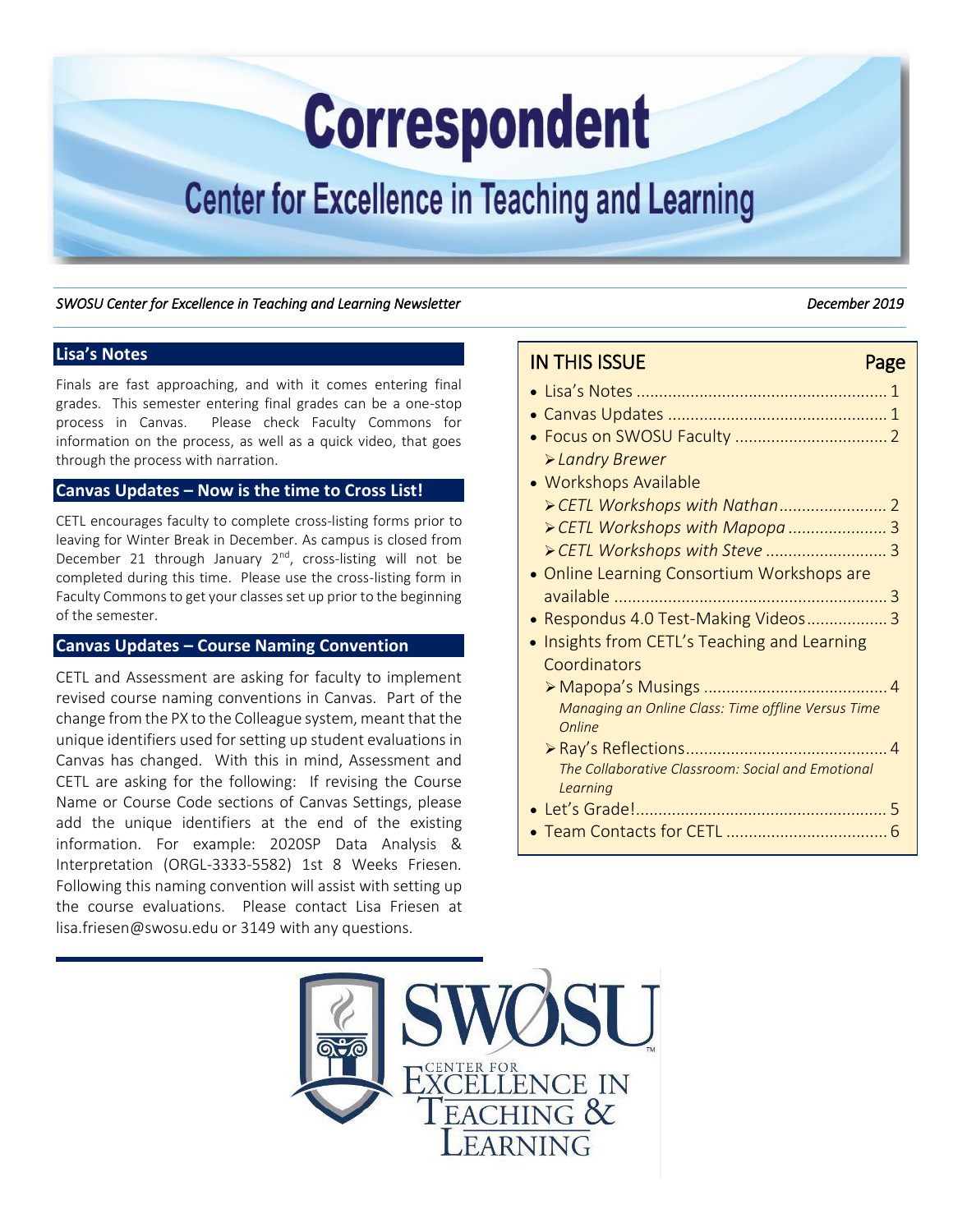# Correspondent

## Center for Excellence in Teaching and Learning

*SWOSU Center for Excellence in Teaching and Learning Newsletter* *December 2019*

### Lisa's Notes

Finals are fast approaching, and with it comes entering final grades. This semester entering final grades can be a one-stop process in Canvas. Please check Faculty Commons for information on the process, as well as a quick video, that goes through the process with narration.

### Canvas Updates – Now is the time to Cross List!

CETL encourages faculty to complete cross-listing forms prior to leaving for Winter Break in December. As campus is closed from December 21 through January 2nd, cross-listing will not be completed during this time. Please use the cross-listing form in Faculty Commons to get your classes set up prior to the beginning of the semester.

### Canvas Updates – Course Naming Convention

CETL and Assessment are asking for faculty to implement revised course naming conventions in Canvas. Part of the change from the PX to the Colleague system, meant that the unique identifiers used for setting up student evaluations in Canvas has changed. With this in mind, Assessment and CETL are asking for the following: If revising the Course Name or Course Code sections of Canvas Settings, please add the unique identifiers at the end of the existing information. For example: 2020SP Data Analysis & Interpretation (ORGL-3333-5582) 1st 8 Weeks Friesen. Following this naming convention will assist with setting up the course evaluations. Please contact Lisa Friesen at lisa.friesen@swosu.edu or 3149 with any questions.

### IN THIS ISSUE

| | Page |
|---|---|
| • Lisa's Notes | 1 |
| • Canvas Updates | 1 |
| • Focus on SWOSU Faculty | 2 |
| ➢ *Landry Brewer* | |
| • Workshops Available | |
| ➢ *CETL Workshops with Nathan* | 2 |
| ➢ *CETL Workshops with Mapopa* | 3 |
| ➢ *CETL Workshops with Steve* | 3 |
| • Online Learning Consortium Workshops are available | 3 |
| • Respondus 4.0 Test-Making Videos | 3 |
| • Insights from CETL's Teaching and Learning Coordinators | |
| ➢ Mapopa's Musings — *Managing an Online Class: Time offline Versus Time Online* | 4 |
| ➢ Ray's Reflections — *The Collaborative Classroom: Social and Emotional Learning* | 4 |
| • Let's Grade! | 5 |
| • Team Contacts for CETL | 6 |

SWOSU Center for Excellence in Teaching & Learning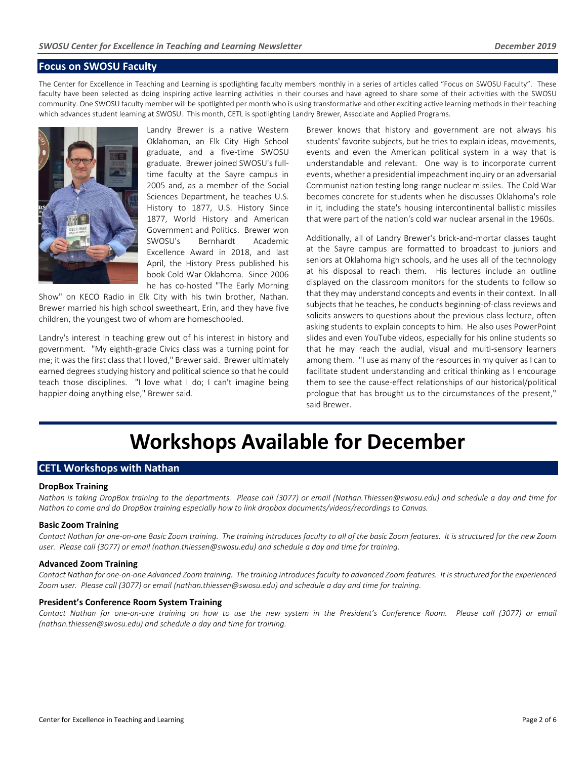## Focus on SWOSU Faculty

The Center for Excellence in Teaching and Learning is spotlighting faculty members monthly in a series of articles called "Focus on SWOSU Faculty". These faculty have been selected as doing inspiring active learning activities in their courses and have agreed to share some of their activities with the SWOSU community. One SWOSU faculty member will be spotlighted per month who is using transformative and other exciting active learning methods in their teaching which advances student learning at SWOSU. This month, CETL is spotlighting Landry Brewer, Associate and Applied Programs.

Landry Brewer is a native Western Oklahoman, an Elk City High School graduate, and a five-time SWOSU graduate. Brewer joined SWOSU's full-time faculty at the Sayre campus in 2005 and, as a member of the Social Sciences Department, he teaches U.S. History to 1877, U.S. History Since 1877, World History and American Government and Politics. Brewer won SWOSU's Bernhardt Academic Excellence Award in 2018, and last April, the History Press published his book Cold War Oklahoma. Since 2006 he has co-hosted "The Early Morning Show" on KECO Radio in Elk City with his twin brother, Nathan. Brewer married his high school sweetheart, Erin, and they have five children, the youngest two of whom are homeschooled.

Landry's interest in teaching grew out of his interest in history and government. "My eighth-grade Civics class was a turning point for me; it was the first class that I loved," Brewer said. Brewer ultimately earned degrees studying history and political science so that he could teach those disciplines. "I love what I do; I can't imagine being happier doing anything else," Brewer said.

Brewer knows that history and government are not always his students' favorite subjects, but he tries to explain ideas, movements, events and even the American political system in a way that is understandable and relevant. One way is to incorporate current events, whether a presidential impeachment inquiry or an adversarial Communist nation testing long-range nuclear missiles. The Cold War becomes concrete for students when he discusses Oklahoma's role in it, including the state's housing intercontinental ballistic missiles that were part of the nation's cold war nuclear arsenal in the 1960s.

Additionally, all of Landry Brewer's brick-and-mortar classes taught at the Sayre campus are formatted to broadcast to juniors and seniors at Oklahoma high schools, and he uses all of the technology at his disposal to reach them. His lectures include an outline displayed on the classroom monitors for the students to follow so that they may understand concepts and events in their context. In all subjects that he teaches, he conducts beginning-of-class reviews and solicits answers to questions about the previous class lecture, often asking students to explain concepts to him. He also uses PowerPoint slides and even YouTube videos, especially for his online students so that he may reach the audial, visual and multi-sensory learners among them. "I use as many of the resources in my quiver as I can to facilitate student understanding and critical thinking as I encourage them to see the cause-effect relationships of our historical/political prologue that has brought us to the circumstances of the present," said Brewer.

# Workshops Available for December

## CETL Workshops with Nathan

### DropBox Training

*Nathan is taking DropBox training to the departments. Please call (3077) or email (Nathan.Thiessen@swosu.edu) and schedule a day and time for Nathan to come and do DropBox training especially how to link dropbox documents/videos/recordings to Canvas.*

### Basic Zoom Training

*Contact Nathan for one-on-one Basic Zoom training. The training introduces faculty to all of the basic Zoom features. It is structured for the new Zoom user. Please call (3077) or email (nathan.thiessen@swosu.edu) and schedule a day and time for training.*

### Advanced Zoom Training

*Contact Nathan for one-on-one Advanced Zoom training. The training introduces faculty to advanced Zoom features. It is structured for the experienced Zoom user. Please call (3077) or email (nathan.thiessen@swosu.edu) and schedule a day and time for training.*

### President's Conference Room System Training

*Contact Nathan for one-on-one training on how to use the new system in the President's Conference Room. Please call (3077) or email (nathan.thiessen@swosu.edu) and schedule a day and time for training.*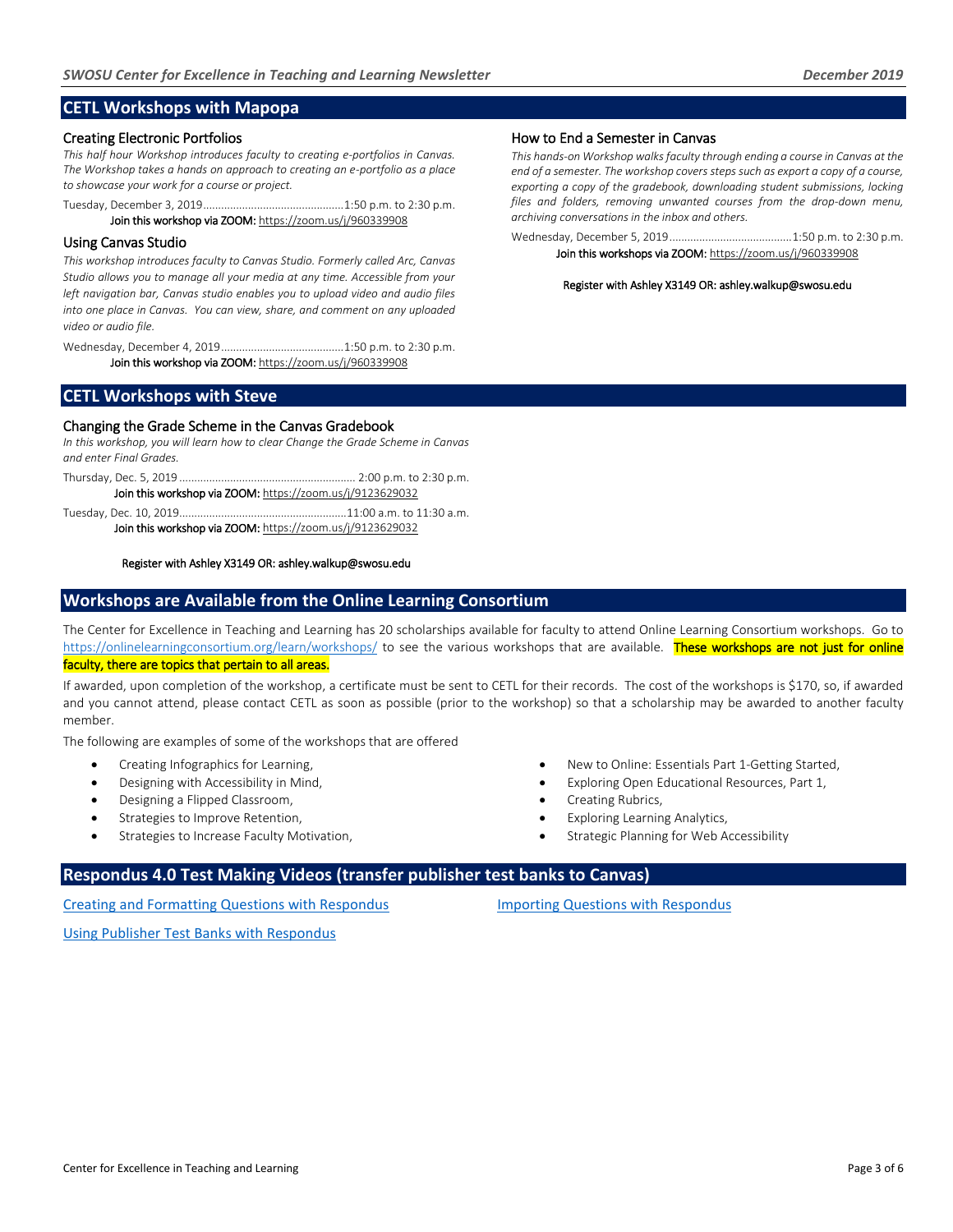## CETL Workshops with Mapopa

### Creating Electronic Portfolios

*This half hour Workshop introduces faculty to creating e-portfolios in Canvas. The Workshop takes a hands on approach to creating an e-portfolio as a place to showcase your work for a course or project.*

Tuesday, December 3, 2019..............................................1:50 p.m. to 2:30 p.m.

Join this workshop via ZOOM: https://zoom.us/j/960339908

### Using Canvas Studio

*This workshop introduces faculty to Canvas Studio. Formerly called Arc, Canvas Studio allows you to manage all your media at any time. Accessible from your left navigation bar, Canvas studio enables you to upload video and audio files into one place in Canvas. You can view, share, and comment on any uploaded video or audio file.*

Wednesday, December 4, 2019.........................................1:50 p.m. to 2:30 p.m.

Join this workshop via ZOOM: https://zoom.us/j/960339908

### How to End a Semester in Canvas

*This hands-on Workshop walks faculty through ending a course in Canvas at the end of a semester. The workshop covers steps such as export a copy of a course, exporting a copy of the gradebook, downloading student submissions, locking files and folders, removing unwanted courses from the drop-down menu, archiving conversations in the inbox and others.*

Wednesday, December 5, 2019.........................................1:50 p.m. to 2:30 p.m.

Join this workshops via ZOOM: https://zoom.us/j/960339908

Register with Ashley X3149 OR: ashley.walkup@swosu.edu

## CETL Workshops with Steve

### Changing the Grade Scheme in the Canvas Gradebook

*In this workshop, you will learn how to clear Change the Grade Scheme in Canvas and enter Final Grades.*

Thursday, Dec. 5, 2019 .......................................................... 2:00 p.m. to 2:30 p.m.

Join this workshop via ZOOM: https://zoom.us/j/9123629032

Tuesday, Dec. 10, 2019.......................................................11:00 a.m. to 11:30 a.m.

Join this workshop via ZOOM: https://zoom.us/j/9123629032

Register with Ashley X3149 OR: ashley.walkup@swosu.edu

## Workshops are Available from the Online Learning Consortium

The Center for Excellence in Teaching and Learning has 20 scholarships available for faculty to attend Online Learning Consortium workshops. Go to https://onlinelearningconsortium.org/learn/workshops/ to see the various workshops that are available. **These workshops are not just for online faculty, there are topics that pertain to all areas.**

If awarded, upon completion of the workshop, a certificate must be sent to CETL for their records. The cost of the workshops is $170, so, if awarded and you cannot attend, please contact CETL as soon as possible (prior to the workshop) so that a scholarship may be awarded to another faculty member.

The following are examples of some of the workshops that are offered

- Creating Infographics for Learning,
- Designing with Accessibility in Mind,
- Designing a Flipped Classroom,
- Strategies to Improve Retention,
- Strategies to Increase Faculty Motivation,
- New to Online: Essentials Part 1-Getting Started,
- Exploring Open Educational Resources, Part 1,
- Creating Rubrics,
- Exploring Learning Analytics,
- Strategic Planning for Web Accessibility

## Respondus 4.0 Test Making Videos (transfer publisher test banks to Canvas)

Creating and Formatting Questions with Respondus

Importing Questions with Respondus

Using Publisher Test Banks with Respondus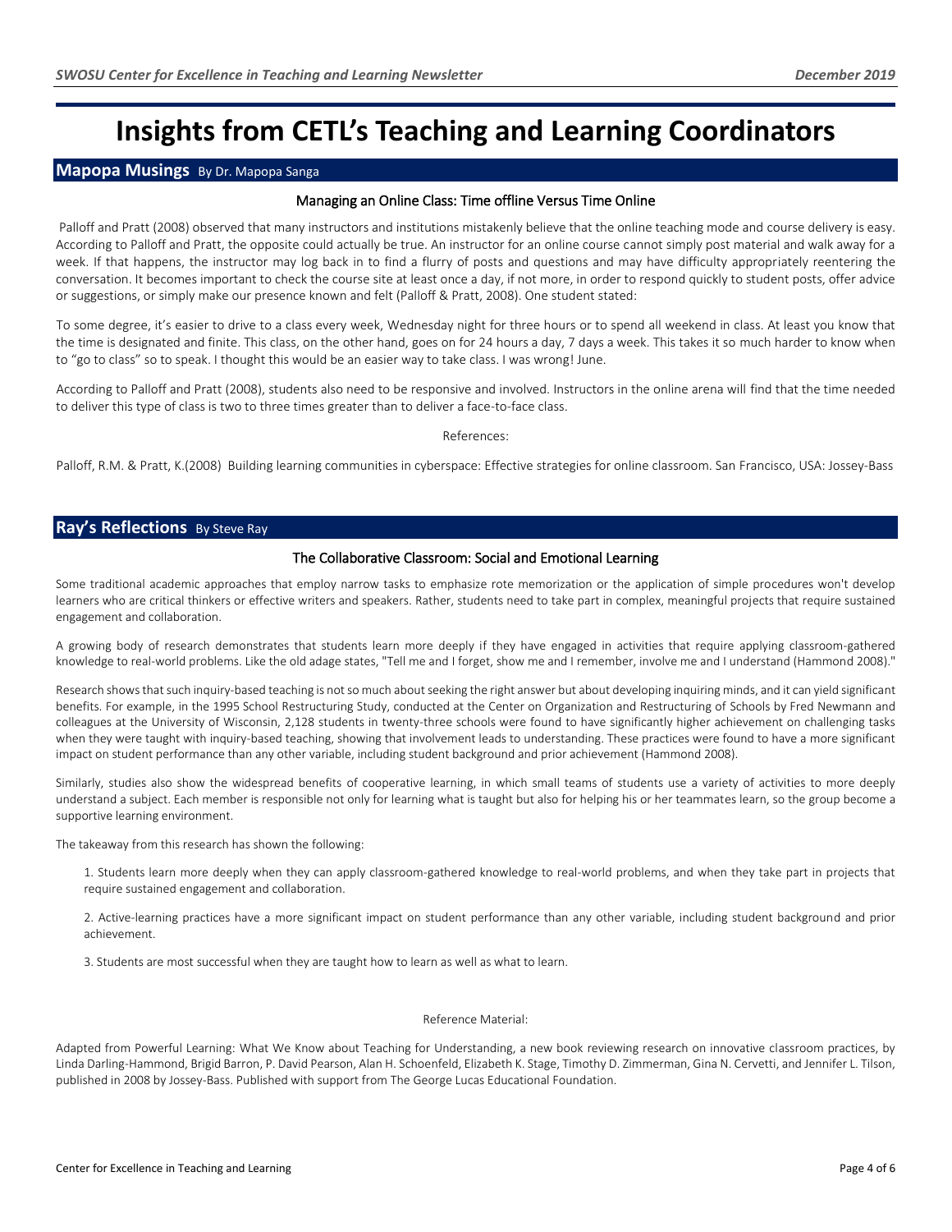# Insights from CETL's Teaching and Learning Coordinators

## Mapopa Musings By Dr. Mapopa Sanga

### Managing an Online Class: Time offline Versus Time Online

Palloff and Pratt (2008) observed that many instructors and institutions mistakenly believe that the online teaching mode and course delivery is easy. According to Palloff and Pratt, the opposite could actually be true. An instructor for an online course cannot simply post material and walk away for a week. If that happens, the instructor may log back in to find a flurry of posts and questions and may have difficulty appropriately reentering the conversation. It becomes important to check the course site at least once a day, if not more, in order to respond quickly to student posts, offer advice or suggestions, or simply make our presence known and felt (Palloff & Pratt, 2008). One student stated:

To some degree, it's easier to drive to a class every week, Wednesday night for three hours or to spend all weekend in class. At least you know that the time is designated and finite. This class, on the other hand, goes on for 24 hours a day, 7 days a week. This takes it so much harder to know when to "go to class" so to speak. I thought this would be an easier way to take class. I was wrong! June.

According to Palloff and Pratt (2008), students also need to be responsive and involved. Instructors in the online arena will find that the time needed to deliver this type of class is two to three times greater than to deliver a face-to-face class.

References:

Palloff, R.M. & Pratt, K.(2008) Building learning communities in cyberspace: Effective strategies for online classroom. San Francisco, USA: Jossey-Bass

## Ray's Reflections By Steve Ray

### The Collaborative Classroom: Social and Emotional Learning

Some traditional academic approaches that employ narrow tasks to emphasize rote memorization or the application of simple procedures won't develop learners who are critical thinkers or effective writers and speakers. Rather, students need to take part in complex, meaningful projects that require sustained engagement and collaboration.

A growing body of research demonstrates that students learn more deeply if they have engaged in activities that require applying classroom-gathered knowledge to real-world problems. Like the old adage states, "Tell me and I forget, show me and I remember, involve me and I understand (Hammond 2008)."

Research shows that such inquiry-based teaching is not so much about seeking the right answer but about developing inquiring minds, and it can yield significant benefits. For example, in the 1995 School Restructuring Study, conducted at the Center on Organization and Restructuring of Schools by Fred Newmann and colleagues at the University of Wisconsin, 2,128 students in twenty-three schools were found to have significantly higher achievement on challenging tasks when they were taught with inquiry-based teaching, showing that involvement leads to understanding. These practices were found to have a more significant impact on student performance than any other variable, including student background and prior achievement (Hammond 2008).

Similarly, studies also show the widespread benefits of cooperative learning, in which small teams of students use a variety of activities to more deeply understand a subject. Each member is responsible not only for learning what is taught but also for helping his or her teammates learn, so the group become a supportive learning environment.

The takeaway from this research has shown the following:

1. Students learn more deeply when they can apply classroom-gathered knowledge to real-world problems, and when they take part in projects that require sustained engagement and collaboration.

2. Active-learning practices have a more significant impact on student performance than any other variable, including student background and prior achievement.

3. Students are most successful when they are taught how to learn as well as what to learn.

Reference Material:

Adapted from Powerful Learning: What We Know about Teaching for Understanding, a new book reviewing research on innovative classroom practices, by Linda Darling-Hammond, Brigid Barron, P. David Pearson, Alan H. Schoenfeld, Elizabeth K. Stage, Timothy D. Zimmerman, Gina N. Cervetti, and Jennifer L. Tilson, published in 2008 by Jossey-Bass. Published with support from The George Lucas Educational Foundation.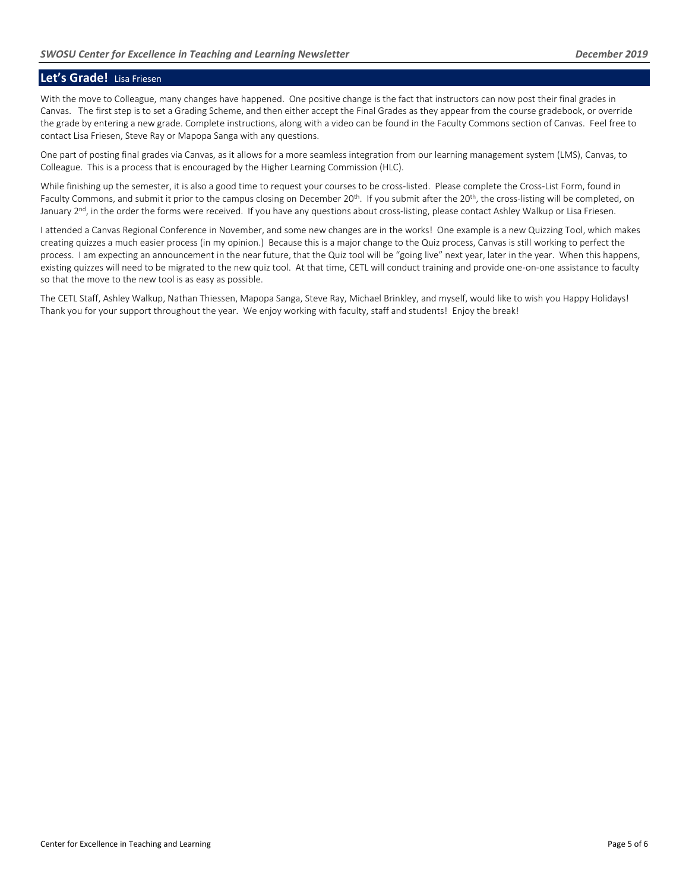## Let's Grade! Lisa Friesen

With the move to Colleague, many changes have happened. One positive change is the fact that instructors can now post their final grades in Canvas. The first step is to set a Grading Scheme, and then either accept the Final Grades as they appear from the course gradebook, or override the grade by entering a new grade. Complete instructions, along with a video can be found in the Faculty Commons section of Canvas. Feel free to contact Lisa Friesen, Steve Ray or Mapopa Sanga with any questions.

One part of posting final grades via Canvas, as it allows for a more seamless integration from our learning management system (LMS), Canvas, to Colleague. This is a process that is encouraged by the Higher Learning Commission (HLC).

While finishing up the semester, it is also a good time to request your courses to be cross-listed. Please complete the Cross-List Form, found in Faculty Commons, and submit it prior to the campus closing on December 20th. If you submit after the 20th, the cross-listing will be completed, on January 2nd, in the order the forms were received. If you have any questions about cross-listing, please contact Ashley Walkup or Lisa Friesen.

I attended a Canvas Regional Conference in November, and some new changes are in the works! One example is a new Quizzing Tool, which makes creating quizzes a much easier process (in my opinion.) Because this is a major change to the Quiz process, Canvas is still working to perfect the process. I am expecting an announcement in the near future, that the Quiz tool will be "going live" next year, later in the year. When this happens, existing quizzes will need to be migrated to the new quiz tool. At that time, CETL will conduct training and provide one-on-one assistance to faculty so that the move to the new tool is as easy as possible.

The CETL Staff, Ashley Walkup, Nathan Thiessen, Mapopa Sanga, Steve Ray, Michael Brinkley, and myself, would like to wish you Happy Holidays! Thank you for your support throughout the year. We enjoy working with faculty, staff and students! Enjoy the break!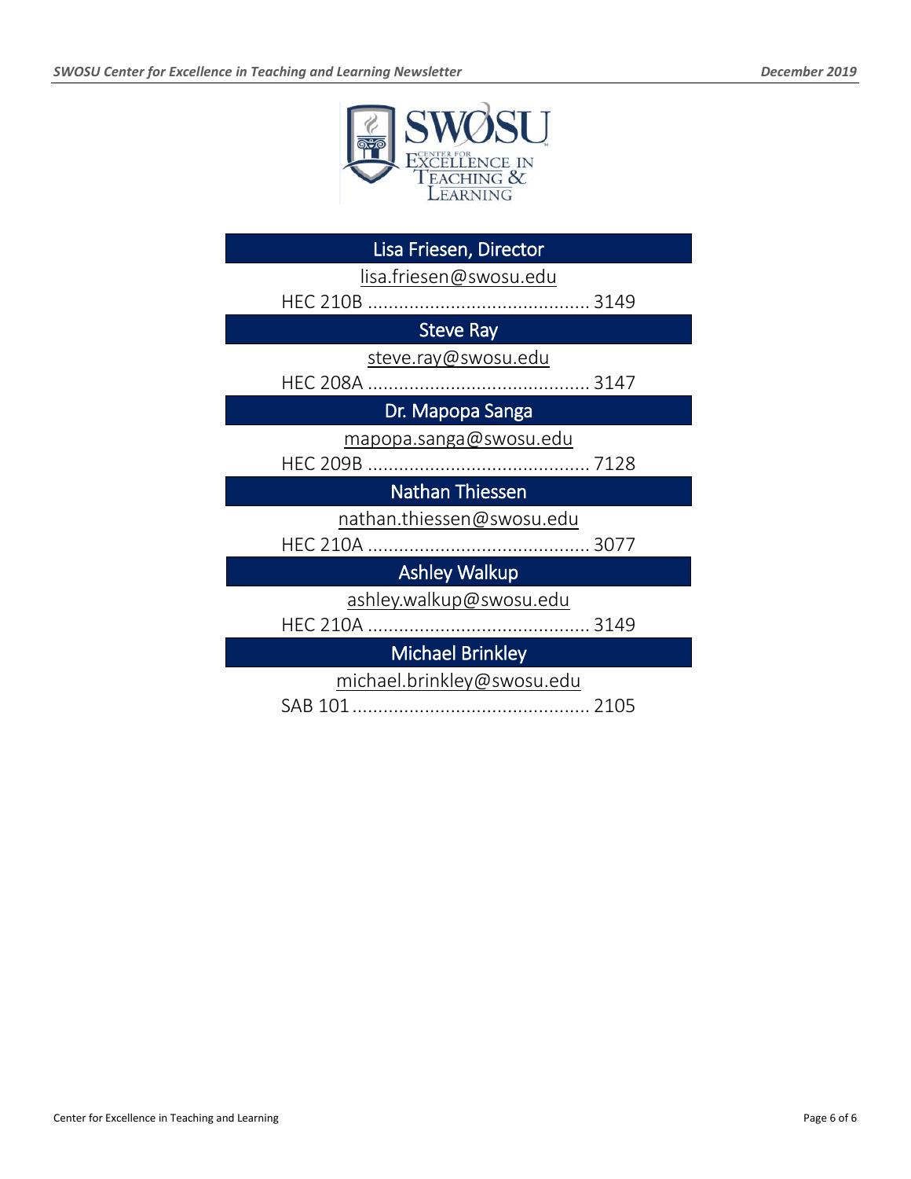## Lisa Friesen, Director

lisa.friesen@swosu.edu

HEC 210B ........................................... 3149

## Steve Ray

steve.ray@swosu.edu

HEC 208A ........................................... 3147

## Dr. Mapopa Sanga

mapopa.sanga@swosu.edu

HEC 209B ........................................... 7128

## Nathan Thiessen

nathan.thiessen@swosu.edu

HEC 210A ........................................... 3077

## Ashley Walkup

ashley.walkup@swosu.edu

HEC 210A ........................................... 3149

## Michael Brinkley

michael.brinkley@swosu.edu

SAB 101.............................................. 2105